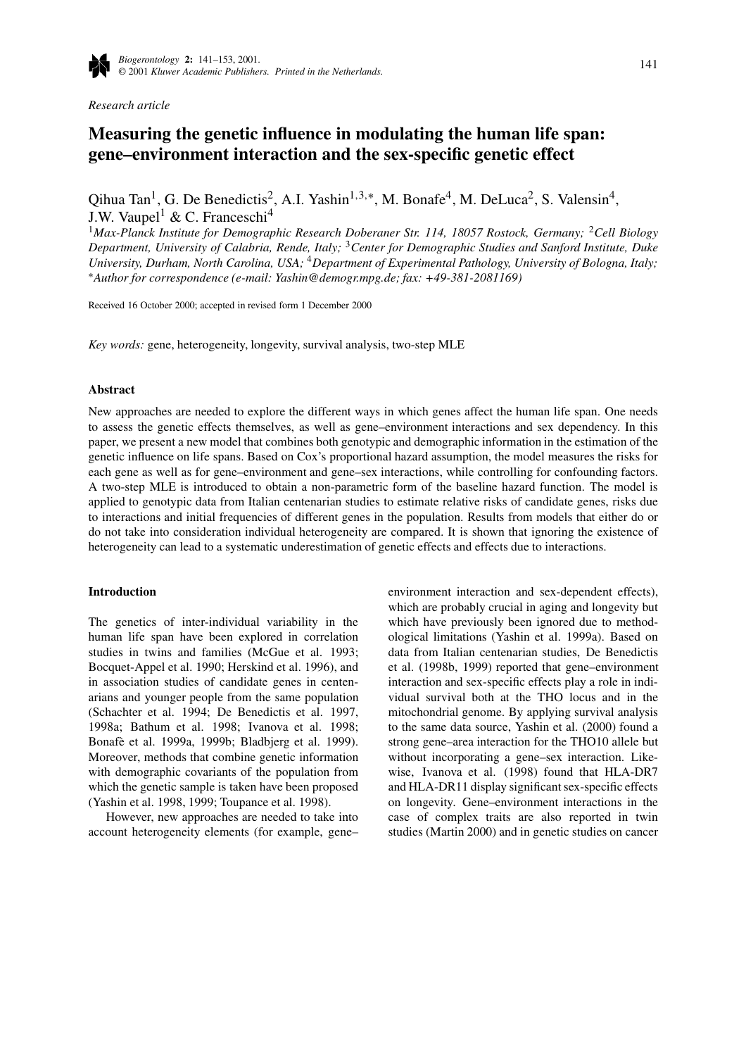*Research article*

# Measuring the genetic influence in modulating the human life span: gene–environment interaction and the sex-specific genetic effect

Qihua Tan[1], G. De Benedictis[2], A.I. Yashin[1,3,*], M. Bonafe[4], M. DeLuca[2], S. Valensin[4], J.W. Vaupel[1] & C. Franceschi[4]

[1]*Max-Planck Institute for Demographic Research Doberaner Str. 114, 18057 Rostock, Germany;* [2]*Cell Biology Department, University of Calabria, Rende, Italy;* [3]*Center for Demographic Studies and Sanford Institute, Duke University, Durham, North Carolina, USA;* [4]*Department of Experimental Pathology, University of Bologna, Italy;* [*]*Author for correspondence (e-mail: Yashin@demogr.mpg.de; fax: +49-381-2081169)*

Received 16 October 2000; accepted in revised form 1 December 2000

*Key words:* gene, heterogeneity, longevity, survival analysis, two-step MLE

## Abstract

New approaches are needed to explore the different ways in which genes affect the human life span. One needs to assess the genetic effects themselves, as well as gene–environment interactions and sex dependency. In this paper, we present a new model that combines both genotypic and demographic information in the estimation of the genetic influence on life spans. Based on Cox's proportional hazard assumption, the model measures the risks for each gene as well as for gene–environment and gene–sex interactions, while controlling for confounding factors. A two-step MLE is introduced to obtain a non-parametric form of the baseline hazard function. The model is applied to genotypic data from Italian centenarian studies to estimate relative risks of candidate genes, risks due to interactions and initial frequencies of different genes in the population. Results from models that either do or do not take into consideration individual heterogeneity are compared. It is shown that ignoring the existence of heterogeneity can lead to a systematic underestimation of genetic effects and effects due to interactions.

## Introduction

The genetics of inter-individual variability in the human life span have been explored in correlation studies in twins and families (McGue et al. 1993; Bocquet-Appel et al. 1990; Herskind et al. 1996), and in association studies of candidate genes in centenarians and younger people from the same population (Schachter et al. 1994; De Benedictis et al. 1997, 1998a; Bathum et al. 1998; Ivanova et al. 1998; Bonafè et al. 1999a, 1999b; Bladbjerg et al. 1999). Moreover, methods that combine genetic information with demographic covariants of the population from which the genetic sample is taken have been proposed (Yashin et al. 1998, 1999; Toupance et al. 1998).

However, new approaches are needed to take into account heterogeneity elements (for example, gene–environment interaction and sex-dependent effects), which are probably crucial in aging and longevity but which have previously been ignored due to methodological limitations (Yashin et al. 1999a). Based on data from Italian centenarian studies, De Benedictis et al. (1998b, 1999) reported that gene–environment interaction and sex-specific effects play a role in individual survival both at the THO locus and in the mitochondrial genome. By applying survival analysis to the same data source, Yashin et al. (2000) found a strong gene–area interaction for the THO10 allele but without incorporating a gene–sex interaction. Likewise, Ivanova et al. (1998) found that HLA-DR7 and HLA-DR11 display significant sex-specific effects on longevity. Gene–environment interactions in the case of complex traits are also reported in twin studies (Martin 2000) and in genetic studies on cancer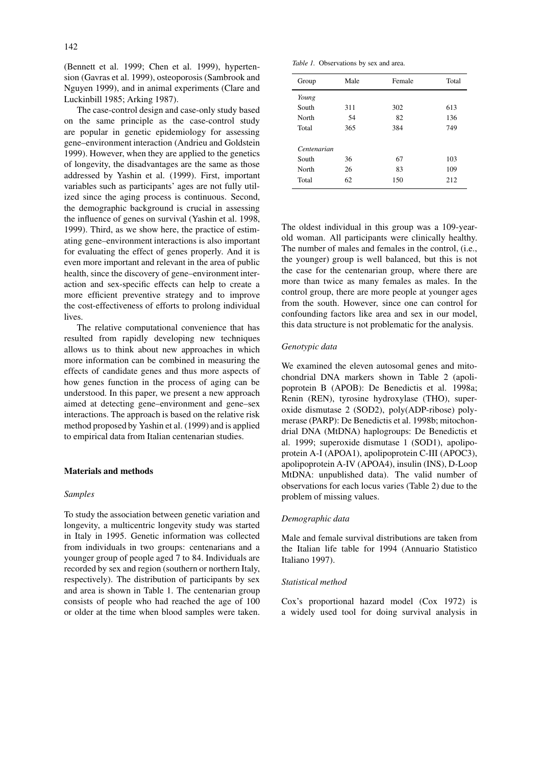(Bennett et al. 1999; Chen et al. 1999), hypertension (Gavras et al. 1999), osteoporosis (Sambrook and Nguyen 1999), and in animal experiments (Clare and Luckinbill 1985; Arking 1987).

The case-control design and case-only study based on the same principle as the case-control study are popular in genetic epidemiology for assessing gene–environment interaction (Andrieu and Goldstein 1999). However, when they are applied to the genetics of longevity, the disadvantages are the same as those addressed by Yashin et al. (1999). First, important variables such as participants' ages are not fully utilized since the aging process is continuous. Second, the demographic background is crucial in assessing the influence of genes on survival (Yashin et al. 1998, 1999). Third, as we show here, the practice of estimating gene–environment interactions is also important for evaluating the effect of genes properly. And it is even more important and relevant in the area of public health, since the discovery of gene–environment interaction and sex-specific effects can help to create a more efficient preventive strategy and to improve the cost-effectiveness of efforts to prolong individual lives.

The relative computational convenience that has resulted from rapidly developing new techniques allows us to think about new approaches in which more information can be combined in measuring the effects of candidate genes and thus more aspects of how genes function in the process of aging can be understood. In this paper, we present a new approach aimed at detecting gene–environment and gene–sex interactions. The approach is based on the relative risk method proposed by Yashin et al. (1999) and is applied to empirical data from Italian centenarian studies.

## Materials and methods

### *Samples*

To study the association between genetic variation and longevity, a multicentric longevity study was started in Italy in 1995. Genetic information was collected from individuals in two groups: centenarians and a younger group of people aged 7 to 84. Individuals are recorded by sex and region (southern or northern Italy, respectively). The distribution of participants by sex and area is shown in Table 1. The centenarian group consists of people who had reached the age of 100 or older at the time when blood samples were taken. The oldest individual in this group was a 109-year-old woman. All participants were clinically healthy. The number of males and females in the control, (i.e., the younger) group is well balanced, but this is not the case for the centenarian group, where there are more than twice as many females as males. In the control group, there are more people at younger ages from the south. However, since one can control for confounding factors like area and sex in our model, this data structure is not problematic for the analysis.

*Table 1.* Observations by sex and area.

| Group | Male | Female | Total |
|---|---|---|---|
| *Young* | | | |
| South | 311 | 302 | 613 |
| North | 54 | 82 | 136 |
| Total | 365 | 384 | 749 |
| *Centenarian* | | | |
| South | 36 | 67 | 103 |
| North | 26 | 83 | 109 |
| Total | 62 | 150 | 212 |

### *Genotypic data*

We examined the eleven autosomal genes and mitochondrial DNA markers shown in Table 2 (apolipoprotein B (APOB): De Benedictis et al. 1998a; Renin (REN), tyrosine hydroxylase (THO), superoxide dismutase 2 (SOD2), poly(ADP-ribose) polymerase (PARP): De Benedictis et al. 1998b; mitochondrial DNA (MtDNA) haplogroups: De Benedictis et al. 1999; superoxide dismutase 1 (SOD1), apolipoprotein A-I (APOA1), apolipoprotein C-III (APOC3), apolipoprotein A-IV (APOA4), insulin (INS), D-Loop MtDNA: unpublished data). The valid number of observations for each locus varies (Table 2) due to the problem of missing values.

### *Demographic data*

Male and female survival distributions are taken from the Italian life table for 1994 (Annuario Statistico Italiano 1997).

### *Statistical method*

Cox's proportional hazard model (Cox 1972) is a widely used tool for doing survival analysis in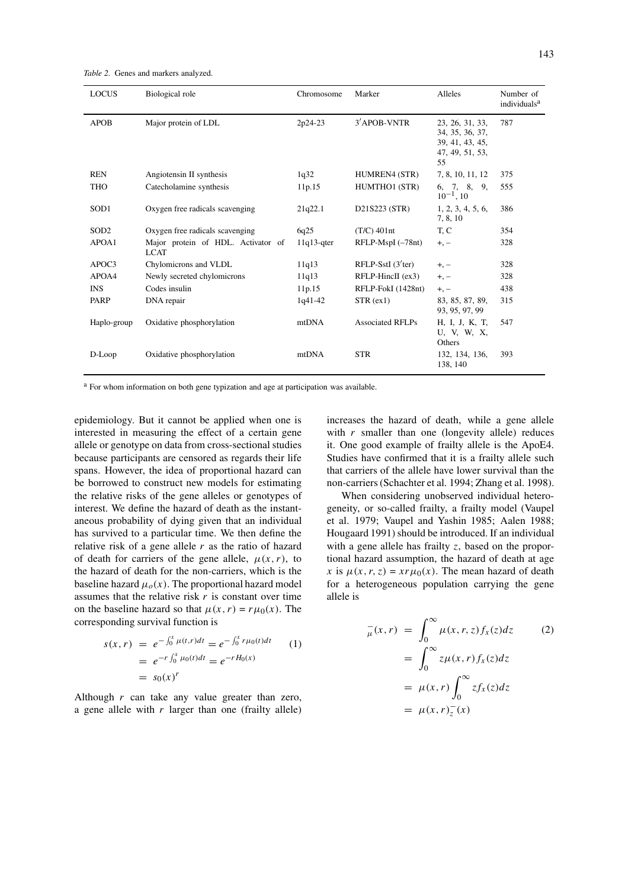*Table 2.* Genes and markers analyzed.

| LOCUS | Biological role | Chromosome | Marker | Alleles | Number of individuals[a] |
|---|---|---|---|---|---|
| APOB | Major protein of LDL | 2p24-23 | 3′APOB-VNTR | 23, 26, 31, 33, 34, 35, 36, 37, 39, 41, 43, 45, 47, 49, 51, 53, 55 | 787 |
| REN | Angiotensin II synthesis | 1q32 | HUMREN4 (STR) | 7, 8, 10, 11, 12 | 375 |
| THO | Catecholamine synthesis | 11p.15 | HUMTHO1 (STR) | 6, 7, 8, 9, $10^{-1}$, 10 | 555 |
| SOD1 | Oxygen free radicals scavenging | 21q22.1 | D21S223 (STR) | 1, 2, 3, 4, 5, 6, 7, 8, 10 | 386 |
| SOD2 | Oxygen free radicals scavenging | 6q25 | (T/C) 401nt | T, C | 354 |
| APOA1 | Major protein of HDL. Activator of LCAT | 11q13-qter | RFLP-MspI (–78nt) | +, – | 328 |
| APOC3 | Chylomicrons and VLDL | 11q13 | RFLP-SstI (3′ter) | +, – | 328 |
| APOA4 | Newly secreted chylomicrons | 11q13 | RFLP-HincII (ex3) | +, – | 328 |
| INS | Codes insulin | 11p.15 | RFLP-FokI (1428nt) | +, – | 438 |
| PARP | DNA repair | 1q41-42 | STR (ex1) | 83, 85, 87, 89, 93, 95, 97, 99 | 315 |
| Haplo-group | Oxidative phosphorylation | mtDNA | Associated RFLPs | H, I, J, K, T, U, V, W, X, Others | 547 |
| D-Loop | Oxidative phosphorylation | mtDNA | STR | 132, 134, 136, 138, 140 | 393 |

[a] For whom information on both gene typization and age at participation was available.

epidemiology. But it cannot be applied when one is interested in measuring the effect of a certain gene allele or genotype on data from cross-sectional studies because participants are censored as regards their life spans. However, the idea of proportional hazard can be borrowed to construct new models for estimating the relative risks of the gene alleles or genotypes of interest. We define the hazard of death as the instantaneous probability of dying given that an individual has survived to a particular time. We then define the relative risk of a gene allele $r$ as the ratio of hazard of death for carriers of the gene allele, $\mu(x, r)$, to the hazard of death for the non-carriers, which is the baseline hazard $\mu_o(x)$. The proportional hazard model assumes that the relative risk $r$ is constant over time on the baseline hazard so that $\mu(x, r) = r\mu_0(x)$. The corresponding survival function is

$$
\begin{aligned}
s(x, r) &= e^{-\int_0^x \mu(t,r)dt} = e^{-\int_0^x r\mu_0(t)dt} \qquad (1)\\
&= e^{-r\int_0^x \mu_0(t)dt} = e^{-rH_0(x)}\\
&= s_0(x)^r
\end{aligned}
$$

Although $r$ can take any value greater than zero, a gene allele with $r$ larger than one (frailty allele) increases the hazard of death, while a gene allele with $r$ smaller than one (longevity allele) reduces it. One good example of frailty allele is the ApoE4. Studies have confirmed that it is a frailty allele such that carriers of the allele have lower survival than the non-carriers (Schachter et al. 1994; Zhang et al. 1998).

When considering unobserved individual heterogeneity, or so-called frailty, a frailty model (Vaupel et al. 1979; Vaupel and Yashin 1985; Aalen 1988; Hougaard 1991) should be introduced. If an individual with a gene allele has frailty $z$, based on the proportional hazard assumption, the hazard of death at age $x$ is $\mu(x, r, z) = xr\mu_0(x)$. The mean hazard of death for a heterogeneous population carrying the gene allele is

$$
\begin{aligned}
\bar{\mu}(x, r) &= \int_0^\infty \mu(x, r, z) f_x(z)dz \qquad (2)\\
&= \int_0^\infty z\mu(x, r) f_x(z)dz\\
&= \mu(x, r)\int_0^\infty z f_x(z)dz\\
&= \mu(x, r)\bar{z}(x)
\end{aligned}
$$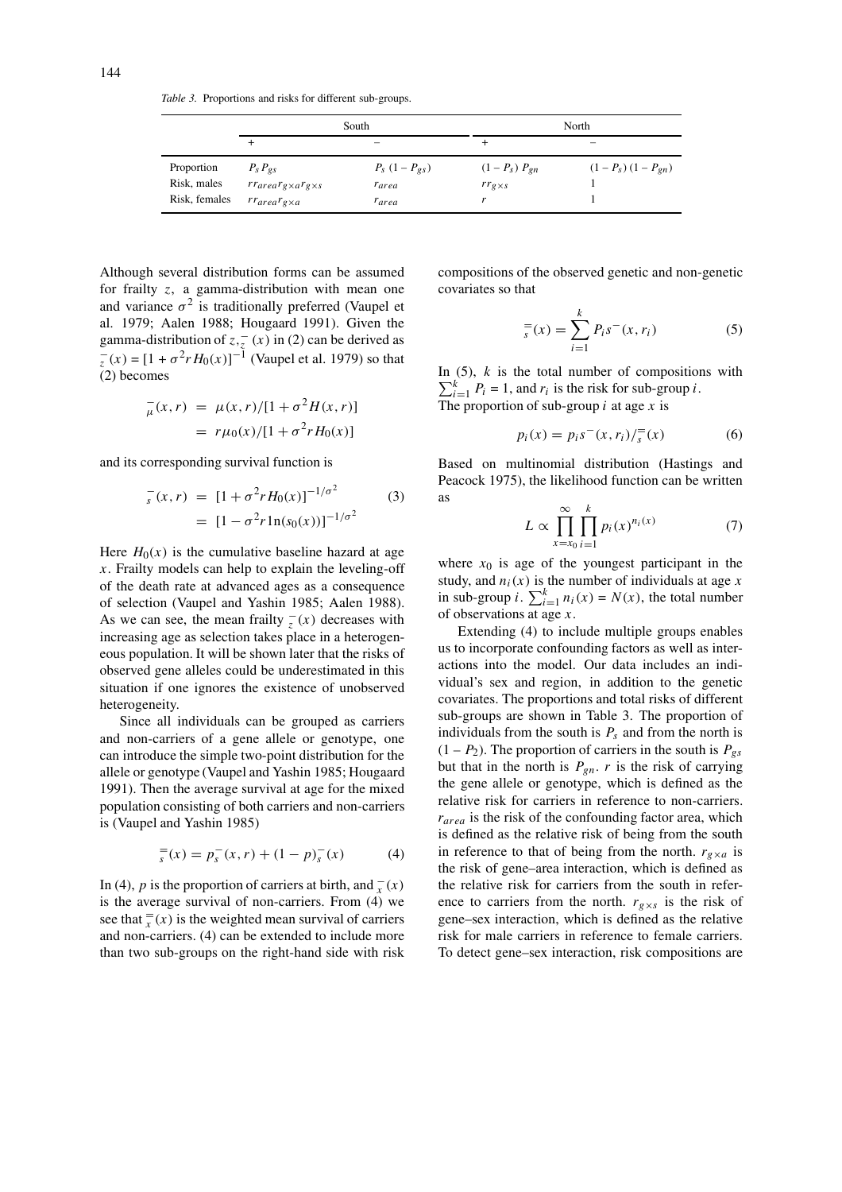*Table 3.* Proportions and risks for different sub-groups.

| | South | | North | |
|---|---|---|---|---|
| | + | − | + | − |
| Proportion | $P_s P_{gs}$ | $P_s\,(1 - P_{gs})$ | $(1 - P_s)\,P_{gn}$ | $(1 - P_s)\,(1 - P_{gn})$ |
| Risk, males | $r r_{area} r_{g\times a} r_{g\times s}$ | $r_{area}$ | $r r_{g\times s}$ | 1 |
| Risk, females | $r r_{area} r_{g\times a}$ | $r_{area}$ | $r$ | 1 |

Although several distribution forms can be assumed for frailty $z$, a gamma-distribution with mean one and variance $\sigma^2$ is traditionally preferred (Vaupel et al. 1979; Aalen 1988; Hougaard 1991). Given the gamma-distribution of $z$, $\bar{z}(x)$ in (2) can be derived as $\bar{z}(x) = [1 + \sigma^2 r H_0(x)]^{-1}$ (Vaupel et al. 1979) so that (2) becomes

$$\begin{aligned}\bar{\mu}(x, r) &= \mu(x, r)/[1 + \sigma^2 H(x, r)] \\ &= r\mu_0(x)/[1 + \sigma^2 r H_0(x)]\end{aligned}$$

and its corresponding survival function is

$$\begin{aligned}\bar{s}(x, r) &= [1 + \sigma^2 r H_0(x)]^{-1/\sigma^2} \\ &= [1 - \sigma^2 r \ln(s_0(x))]^{-1/\sigma^2}\end{aligned} \tag{3}$$

Here $H_0(x)$ is the cumulative baseline hazard at age $x$. Frailty models can help to explain the leveling-off of the death rate at advanced ages as a consequence of selection (Vaupel and Yashin 1985; Aalen 1988). As we can see, the mean frailty $\bar{z}(x)$ decreases with increasing age as selection takes place in a heterogeneous population. It will be shown later that the risks of observed gene alleles could be underestimated in this situation if one ignores the existence of unobserved heterogeneity.

Since all individuals can be grouped as carriers and non-carriers of a gene allele or genotype, one can introduce the simple two-point distribution for the allele or genotype (Vaupel and Yashin 1985; Hougaard 1991). Then the average survival at age for the mixed population consisting of both carriers and non-carriers is (Vaupel and Yashin 1985)

$$\bar{\bar{s}}(x) = p\bar{s}(x, r) + (1 - p)\bar{s}(x) \tag{4}$$

In (4), $p$ is the proportion of carriers at birth, and $\bar{x}(x)$ is the average survival of non-carriers. From (4) we see that $\bar{\bar{x}}(x)$ is the weighted mean survival of carriers and non-carriers. (4) can be extended to include more than two sub-groups on the right-hand side with risk compositions of the observed genetic and non-genetic covariates so that

$$\bar{\bar{s}}(x) = \sum_{i=1}^{k} P_i s^{-}(x, r_i) \tag{5}$$

In (5), $k$ is the total number of compositions with $\sum_{i=1}^{k} P_i = 1$, and $r_i$ is the risk for sub-group $i$. The proportion of sub-group $i$ at age $x$ is

$$p_i(x) = p_i s^{-}(x, r_i)/\bar{\bar{s}}(x) \tag{6}$$

Based on multinomial distribution (Hastings and Peacock 1975), the likelihood function can be written as

$$L \propto \prod_{x=x_0}^{\infty} \prod_{i=1}^{k} p_i(x)^{n_i(x)} \tag{7}$$

where $x_0$ is age of the youngest participant in the study, and $n_i(x)$ is the number of individuals at age $x$ in sub-group $i$. $\sum_{i=1}^{k} n_i(x) = N(x)$, the total number of observations at age $x$.

Extending (4) to include multiple groups enables us to incorporate confounding factors as well as interactions into the model. Our data includes an individual's sex and region, in addition to the genetic covariates. The proportions and total risks of different sub-groups are shown in Table 3. The proportion of individuals from the south is $P_s$ and from the north is $(1 - P_2)$. The proportion of carriers in the south is $P_{gs}$ but that in the north is $P_{gn}$. $r$ is the risk of carrying the gene allele or genotype, which is defined as the relative risk for carriers in reference to non-carriers. $r_{area}$ is the risk of the confounding factor area, which is defined as the relative risk of being from the south in reference to that of being from the north. $r_{g\times a}$ is the risk of gene–area interaction, which is defined as the relative risk for carriers from the south in reference to carriers from the north. $r_{g\times s}$ is the risk of gene–sex interaction, which is defined as the relative risk for male carriers in reference to female carriers. To detect gene–sex interaction, risk compositions are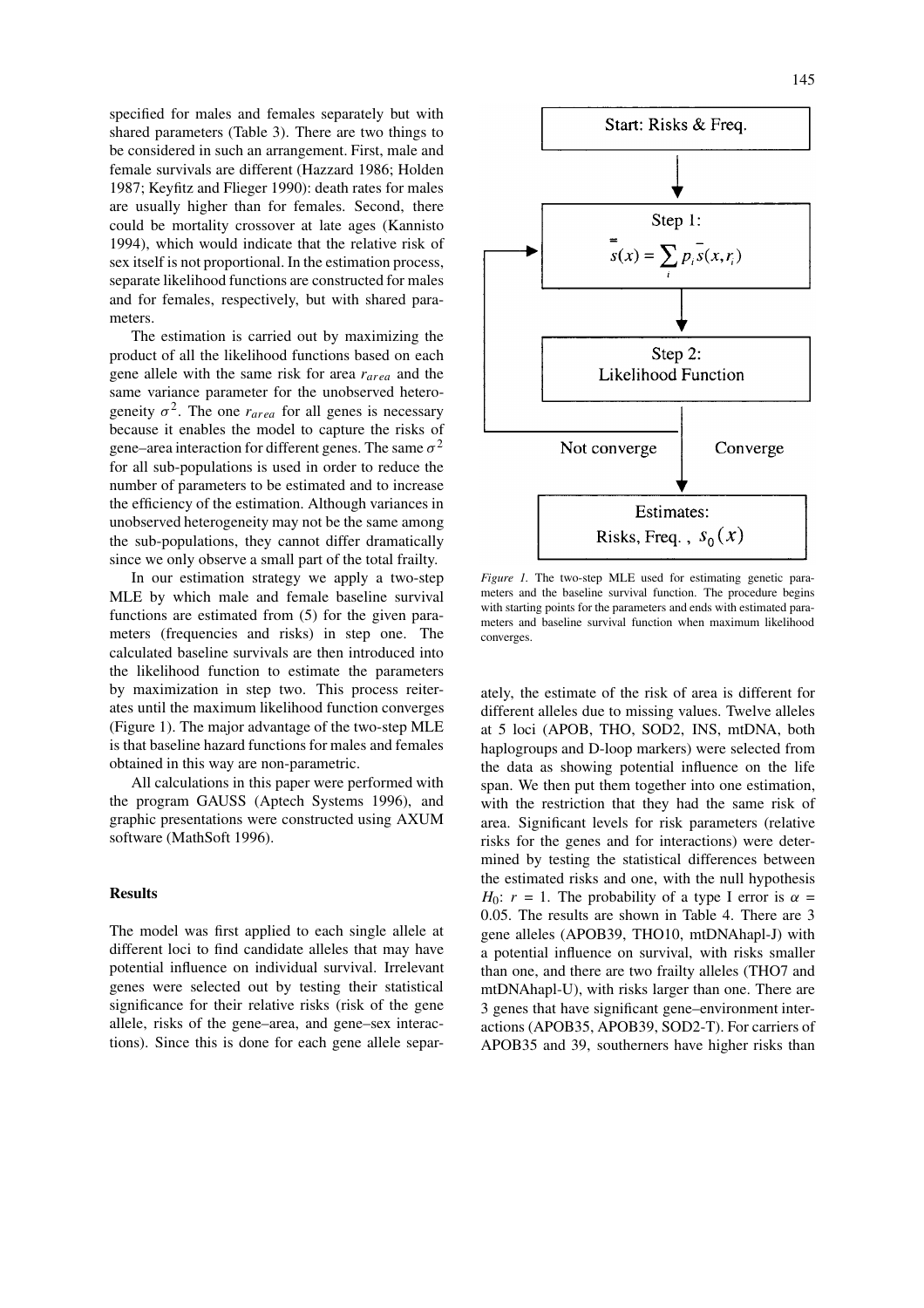specified for males and females separately but with shared parameters (Table 3). There are two things to be considered in such an arrangement. First, male and female survivals are different (Hazzard 1986; Holden 1987; Keyfitz and Flieger 1990): death rates for males are usually higher than for females. Second, there could be mortality crossover at late ages (Kannisto 1994), which would indicate that the relative risk of sex itself is not proportional. In the estimation process, separate likelihood functions are constructed for males and for females, respectively, but with shared parameters.

The estimation is carried out by maximizing the product of all the likelihood functions based on each gene allele with the same risk for area $r_{area}$ and the same variance parameter for the unobserved heterogeneity $\sigma^2$. The one $r_{area}$ for all genes is necessary because it enables the model to capture the risks of gene–area interaction for different genes. The same $\sigma^2$ for all sub-populations is used in order to reduce the number of parameters to be estimated and to increase the efficiency of the estimation. Although variances in unobserved heterogeneity may not be the same among the sub-populations, they cannot differ dramatically since we only observe a small part of the total frailty.

In our estimation strategy we apply a two-step MLE by which male and female baseline survival functions are estimated from (5) for the given parameters (frequencies and risks) in step one. The calculated baseline survivals are then introduced into the likelihood function to estimate the parameters by maximization in step two. This process reiterates until the maximum likelihood function converges (Figure 1). The major advantage of the two-step MLE is that baseline hazard functions for males and females obtained in this way are non-parametric.

All calculations in this paper were performed with the program GAUSS (Aptech Systems 1996), and graphic presentations were constructed using AXUM software (MathSoft 1996).

Start: Risks & Freq.

Step 1:
$$\bar{\bar{s}}(x) = \sum_i p_i \bar{s}(x, r_i)$$

Step 2:
Likelihood Function

Not converge | Converge

Estimates:
Risks, Freq., $s_0(x)$

*Figure 1.* The two-step MLE used for estimating genetic parameters and the baseline survival function. The procedure begins with starting points for the parameters and ends with estimated parameters and baseline survival function when maximum likelihood converges.

## Results

The model was first applied to each single allele at different loci to find candidate alleles that may have potential influence on individual survival. Irrelevant genes were selected out by testing their statistical significance for their relative risks (risk of the gene allele, risks of the gene–area, and gene–sex interactions). Since this is done for each gene allele separately, the estimate of the risk of area is different for different alleles due to missing values. Twelve alleles at 5 loci (APOB, THO, SOD2, INS, mtDNA, both haplogroups and D-loop markers) were selected from the data as showing potential influence on the life span. We then put them together into one estimation, with the restriction that they had the same risk of area. Significant levels for risk parameters (relative risks for the genes and for interactions) were determined by testing the statistical differences between the estimated risks and one, with the null hypothesis $H_0$: $r = 1$. The probability of a type I error is $\alpha = 0.05$. The results are shown in Table 4. There are 3 gene alleles (APOB39, THO10, mtDNAhapl-J) with a potential influence on survival, with risks smaller than one, and there are two frailty alleles (THO7 and mtDNAhapl-U), with risks larger than one. There are 3 genes that have significant gene–environment interactions (APOB35, APOB39, SOD2-T). For carriers of APOB35 and 39, southerners have higher risks than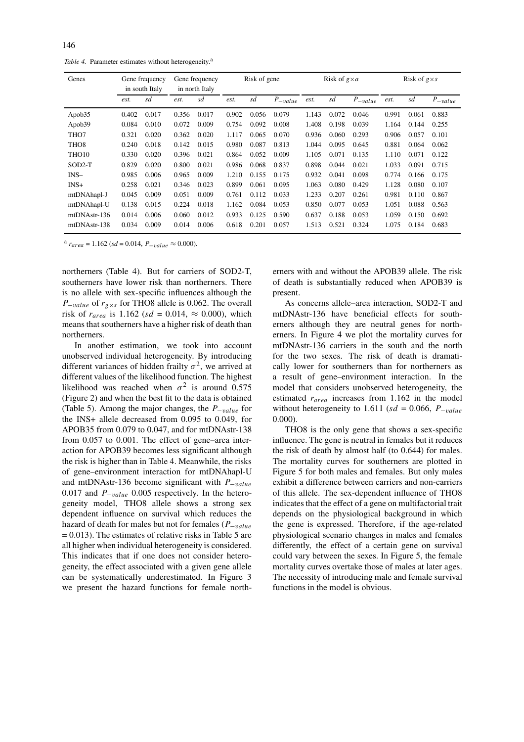*Table 4.* Parameter estimates without heterogeneity.[a]

| Genes | Gene frequency in south Italy | | Gene frequency in north Italy | | Risk of gene | | | Risk of $g{\times}a$ | | | Risk of $g{\times}s$ | | |
|---|---|---|---|---|---|---|---|---|---|---|---|---|---|
| | *est.* | *sd* | *est.* | *sd* | *est.* | *sd* | $P_{-value}$ | *est.* | *sd* | $P_{-value}$ | *est.* | *sd* | $P_{-value}$ |
| Apob35 | 0.402 | 0.017 | 0.356 | 0.017 | 0.902 | 0.056 | 0.079 | 1.143 | 0.072 | 0.046 | 0.991 | 0.061 | 0.883 |
| Apob39 | 0.084 | 0.010 | 0.072 | 0.009 | 0.754 | 0.092 | 0.008 | 1.408 | 0.198 | 0.039 | 1.164 | 0.144 | 0.255 |
| THO7 | 0.321 | 0.020 | 0.362 | 0.020 | 1.117 | 0.065 | 0.070 | 0.936 | 0.060 | 0.293 | 0.906 | 0.057 | 0.101 |
| THO8 | 0.240 | 0.018 | 0.142 | 0.015 | 0.980 | 0.087 | 0.813 | 1.044 | 0.095 | 0.645 | 0.881 | 0.064 | 0.062 |
| THO10 | 0.330 | 0.020 | 0.396 | 0.021 | 0.864 | 0.052 | 0.009 | 1.105 | 0.071 | 0.135 | 1.110 | 0.071 | 0.122 |
| SOD2-T | 0.829 | 0.020 | 0.800 | 0.021 | 0.986 | 0.068 | 0.837 | 0.898 | 0.044 | 0.021 | 1.033 | 0.091 | 0.715 |
| INS– | 0.985 | 0.006 | 0.965 | 0.009 | 1.210 | 0.155 | 0.175 | 0.932 | 0.041 | 0.098 | 0.774 | 0.166 | 0.175 |
| INS+ | 0.258 | 0.021 | 0.346 | 0.023 | 0.899 | 0.061 | 0.095 | 1.063 | 0.080 | 0.429 | 1.128 | 0.080 | 0.107 |
| mtDNAhapl-J | 0.045 | 0.009 | 0.051 | 0.009 | 0.761 | 0.112 | 0.033 | 1.233 | 0.207 | 0.261 | 0.981 | 0.110 | 0.867 |
| mtDNAhapl-U | 0.138 | 0.015 | 0.224 | 0.018 | 1.162 | 0.084 | 0.053 | 0.850 | 0.077 | 0.053 | 1.051 | 0.088 | 0.563 |
| mtDNAstr-136 | 0.014 | 0.006 | 0.060 | 0.012 | 0.933 | 0.125 | 0.590 | 0.637 | 0.188 | 0.053 | 1.059 | 0.150 | 0.692 |
| mtDNAstr-138 | 0.034 | 0.009 | 0.014 | 0.006 | 0.618 | 0.201 | 0.057 | 1.513 | 0.521 | 0.324 | 1.075 | 0.184 | 0.683 |

[a] $r_{area}$ = 1.162 ($sd$ = 0.014, $P_{-value} \approx 0.000$).

northerners (Table 4). But for carriers of SOD2-T, southerners have lower risk than northerners. There is no allele with sex-specific influences although the $P_{-value}$ of $r_{g\times s}$ for THO8 allele is 0.062. The overall risk of $r_{area}$ is 1.162 ($sd$ = 0.014, $\approx$ 0.000), which means that southerners have a higher risk of death than northerners.

In another estimation, we took into account unobserved individual heterogeneity. By introducing different variances of hidden frailty $\sigma^2$, we arrived at different values of the likelihood function. The highest likelihood was reached when $\sigma^2$ is around 0.575 (Figure 2) and when the best fit to the data is obtained (Table 5). Among the major changes, the $P_{-value}$ for the INS+ allele decreased from 0.095 to 0.049, for APOB35 from 0.079 to 0.047, and for mtDNAstr-138 from 0.057 to 0.001. The effect of gene–area interaction for APOB39 becomes less significant although the risk is higher than in Table 4. Meanwhile, the risks of gene–environment interaction for mtDNAhapl-U and mtDNAstr-136 become significant with $P_{-value}$ 0.017 and $P_{-value}$ 0.005 respectively. In the heterogeneity model, THO8 allele shows a strong sex dependent influence on survival which reduces the hazard of death for males but not for females ($P_{-value}$ = 0.013). The estimates of relative risks in Table 5 are all higher when individual heterogeneity is considered. This indicates that if one does not consider heterogeneity, the effect associated with a given gene allele can be systematically underestimated. In Figure 3 we present the hazard functions for female northerners with and without the APOB39 allele. The risk of death is substantially reduced when APOB39 is present.

As concerns allele–area interaction, SOD2-T and mtDNAstr-136 have beneficial effects for southerners although they are neutral genes for northerners. In Figure 4 we plot the mortality curves for mtDNAstr-136 carriers in the south and the north for the two sexes. The risk of death is dramatically lower for southerners than for northerners as a result of gene–environment interaction. In the model that considers unobserved heterogeneity, the estimated $r_{area}$ increases from 1.162 in the model without heterogeneity to 1.611 ($sd$ = 0.066, $P_{-value}$ 0.000).

THO8 is the only gene that shows a sex-specific influence. The gene is neutral in females but it reduces the risk of death by almost half (to 0.644) for males. The mortality curves for southerners are plotted in Figure 5 for both males and females. But only males exhibit a difference between carriers and non-carriers of this allele. The sex-dependent influence of THO8 indicates that the effect of a gene on multifactorial trait depends on the physiological background in which the gene is expressed. Therefore, if the age-related physiological scenario changes in males and females differently, the effect of a certain gene on survival could vary between the sexes. In Figure 5, the female mortality curves overtake those of males at later ages. The necessity of introducing male and female survival functions in the model is obvious.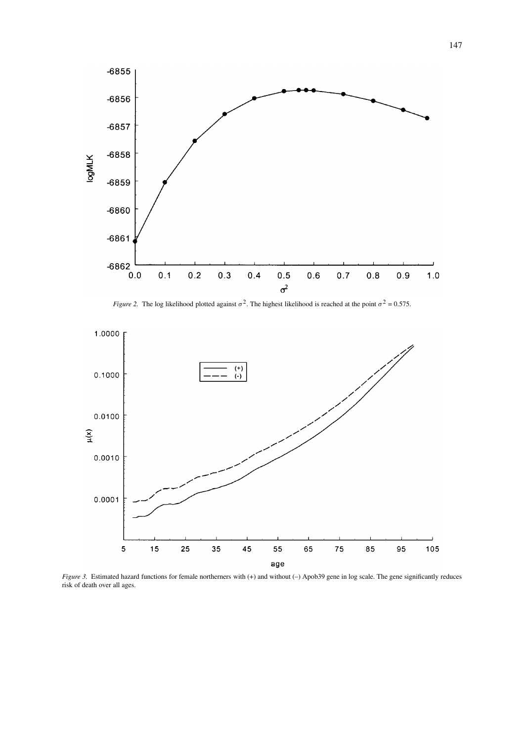*Figure 2.* The log likelihood plotted against $\sigma^2$. The highest likelihood is reached at the point $\sigma^2 = 0.575$.

*Figure 3.* Estimated hazard functions for female northerners with (+) and without (–) Apob39 gene in log scale. The gene significantly reduces risk of death over all ages.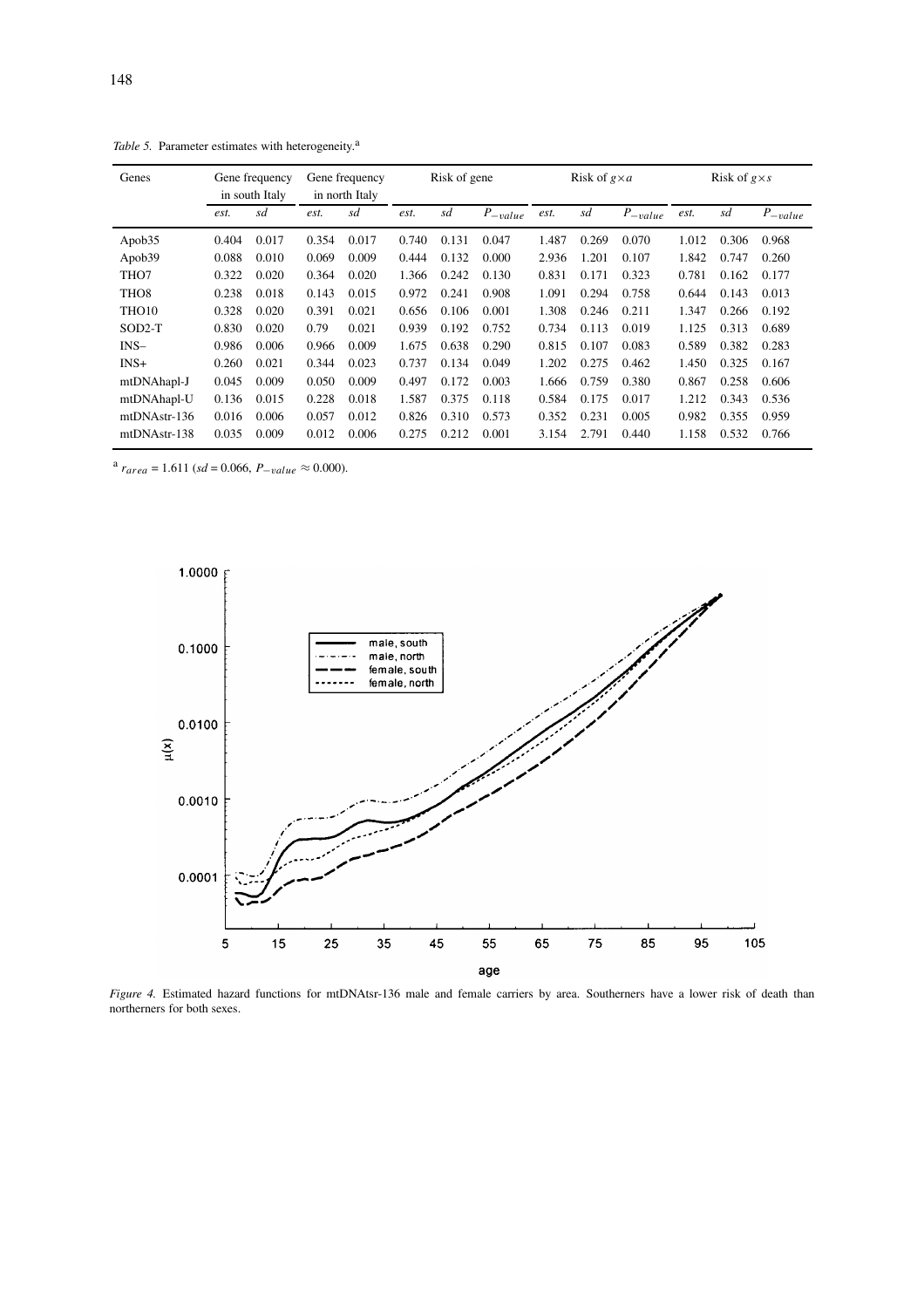*Table 5.* Parameter estimates with heterogeneity.[a]

| Genes | Gene frequency in south Italy | | Gene frequency in north Italy | | Risk of gene | | | Risk of $g \times a$ | | | Risk of $g \times s$ | | |
|---|---|---|---|---|---|---|---|---|---|---|---|---|---|
| | *est.* | *sd* | *est.* | *sd* | *est.* | *sd* | $P_{-value}$ | *est.* | *sd* | $P_{-value}$ | *est.* | *sd* | $P_{-value}$ |
| Apob35 | 0.404 | 0.017 | 0.354 | 0.017 | 0.740 | 0.131 | 0.047 | 1.487 | 0.269 | 0.070 | 1.012 | 0.306 | 0.968 |
| Apob39 | 0.088 | 0.010 | 0.069 | 0.009 | 0.444 | 0.132 | 0.000 | 2.936 | 1.201 | 0.107 | 1.842 | 0.747 | 0.260 |
| THO7 | 0.322 | 0.020 | 0.364 | 0.020 | 1.366 | 0.242 | 0.130 | 0.831 | 0.171 | 0.323 | 0.781 | 0.162 | 0.177 |
| THO8 | 0.238 | 0.018 | 0.143 | 0.015 | 0.972 | 0.241 | 0.908 | 1.091 | 0.294 | 0.758 | 0.644 | 0.143 | 0.013 |
| THO10 | 0.328 | 0.020 | 0.391 | 0.021 | 0.656 | 0.106 | 0.001 | 1.308 | 0.246 | 0.211 | 1.347 | 0.266 | 0.192 |
| SOD2-T | 0.830 | 0.020 | 0.79 | 0.021 | 0.939 | 0.192 | 0.752 | 0.734 | 0.113 | 0.019 | 1.125 | 0.313 | 0.689 |
| INS– | 0.986 | 0.006 | 0.966 | 0.009 | 1.675 | 0.638 | 0.290 | 0.815 | 0.107 | 0.083 | 0.589 | 0.382 | 0.283 |
| INS+ | 0.260 | 0.021 | 0.344 | 0.023 | 0.737 | 0.134 | 0.049 | 1.202 | 0.275 | 0.462 | 1.450 | 0.325 | 0.167 |
| mtDNAhapl-J | 0.045 | 0.009 | 0.050 | 0.009 | 0.497 | 0.172 | 0.003 | 1.666 | 0.759 | 0.380 | 0.867 | 0.258 | 0.606 |
| mtDNAhapl-U | 0.136 | 0.015 | 0.228 | 0.018 | 1.587 | 0.375 | 0.118 | 0.584 | 0.175 | 0.017 | 1.212 | 0.343 | 0.536 |
| mtDNAstr-136 | 0.016 | 0.006 | 0.057 | 0.012 | 0.826 | 0.310 | 0.573 | 0.352 | 0.231 | 0.005 | 0.982 | 0.355 | 0.959 |
| mtDNAstr-138 | 0.035 | 0.009 | 0.012 | 0.006 | 0.275 | 0.212 | 0.001 | 3.154 | 2.791 | 0.440 | 1.158 | 0.532 | 0.766 |

[a] $r_{area} = 1.611$ ($sd = 0.066$, $P_{-value} \approx 0.000$).

*Figure 4.* Estimated hazard functions for mtDNAtsr-136 male and female carriers by area. Southerners have a lower risk of death than northerners for both sexes.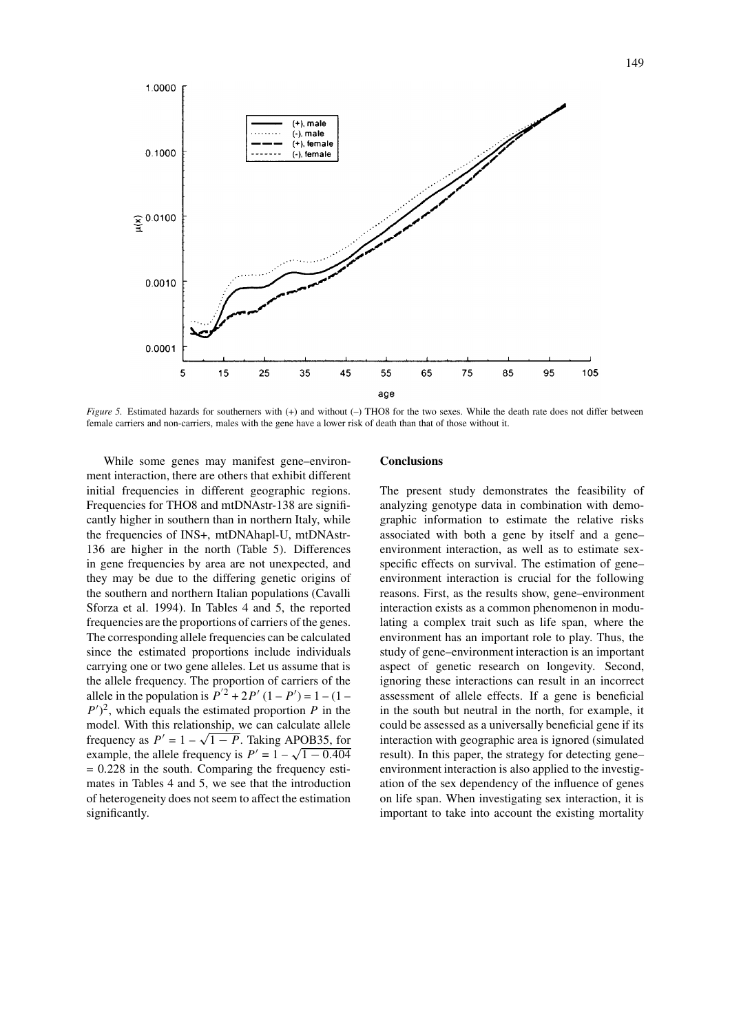*Figure 5.* Estimated hazards for southerners with (+) and without (–) THO8 for the two sexes. While the death rate does not differ between female carriers and non-carriers, males with the gene have a lower risk of death than that of those without it.

While some genes may manifest gene–environment interaction, there are others that exhibit different initial frequencies in different geographic regions. Frequencies for THO8 and mtDNAstr-138 are significantly higher in southern than in northern Italy, while the frequencies of INS+, mtDNAhapl-U, mtDNAstr-136 are higher in the north (Table 5). Differences in gene frequencies by area are not unexpected, and they may be due to the differing genetic origins of the southern and northern Italian populations (Cavalli Sforza et al. 1994). In Tables 4 and 5, the reported frequencies are the proportions of carriers of the genes. The corresponding allele frequencies can be calculated since the estimated proportions include individuals carrying one or two gene alleles. Let us assume that is the allele frequency. The proportion of carriers of the allele in the population is $P'^2 + 2P'(1 - P') = 1 - (1 - P')^2$, which equals the estimated proportion $P$ in the model. With this relationship, we can calculate allele frequency as $P' = 1 - \sqrt{1 - P}$. Taking APOB35, for example, the allele frequency is $P' = 1 - \sqrt{1 - 0.404} = 0.228$ in the south. Comparing the frequency estimates in Tables 4 and 5, we see that the introduction of heterogeneity does not seem to affect the estimation significantly.

## Conclusions

The present study demonstrates the feasibility of analyzing genotype data in combination with demographic information to estimate the relative risks associated with both a gene by itself and a gene–environment interaction, as well as to estimate sex-specific effects on survival. The estimation of gene–environment interaction is crucial for the following reasons. First, as the results show, gene–environment interaction exists as a common phenomenon in modulating a complex trait such as life span, where the environment has an important role to play. Thus, the study of gene–environment interaction is an important aspect of genetic research on longevity. Second, ignoring these interactions can result in an incorrect assessment of allele effects. If a gene is beneficial in the south but neutral in the north, for example, it could be assessed as a universally beneficial gene if its interaction with geographic area is ignored (simulated result). In this paper, the strategy for detecting gene–environment interaction is also applied to the investigation of the sex dependency of the influence of genes on life span. When investigating sex interaction, it is important to take into account the existing mortality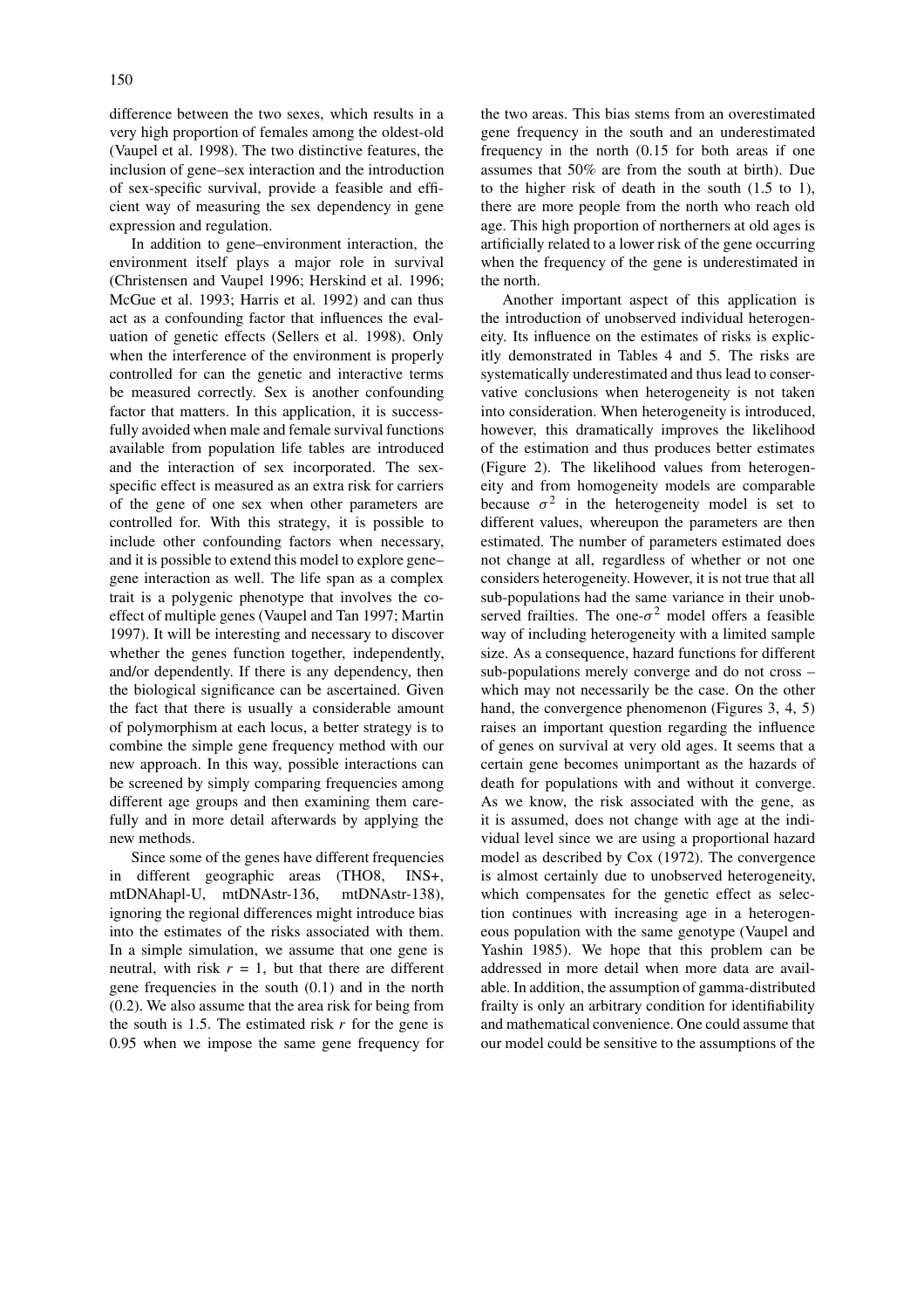difference between the two sexes, which results in a very high proportion of females among the oldest-old (Vaupel et al. 1998). The two distinctive features, the inclusion of gene–sex interaction and the introduction of sex-specific survival, provide a feasible and efficient way of measuring the sex dependency in gene expression and regulation.

In addition to gene–environment interaction, the environment itself plays a major role in survival (Christensen and Vaupel 1996; Herskind et al. 1996; McGue et al. 1993; Harris et al. 1992) and can thus act as a confounding factor that influences the evaluation of genetic effects (Sellers et al. 1998). Only when the interference of the environment is properly controlled for can the genetic and interactive terms be measured correctly. Sex is another confounding factor that matters. In this application, it is successfully avoided when male and female survival functions available from population life tables are introduced and the interaction of sex incorporated. The sex-specific effect is measured as an extra risk for carriers of the gene of one sex when other parameters are controlled for. With this strategy, it is possible to include other confounding factors when necessary, and it is possible to extend this model to explore gene–gene interaction as well. The life span as a complex trait is a polygenic phenotype that involves the co-effect of multiple genes (Vaupel and Tan 1997; Martin 1997). It will be interesting and necessary to discover whether the genes function together, independently, and/or dependently. If there is any dependency, then the biological significance can be ascertained. Given the fact that there is usually a considerable amount of polymorphism at each locus, a better strategy is to combine the simple gene frequency method with our new approach. In this way, possible interactions can be screened by simply comparing frequencies among different age groups and then examining them carefully and in more detail afterwards by applying the new methods.

Since some of the genes have different frequencies in different geographic areas (THO8, INS+, mtDNAhapl-U, mtDNAstr-136, mtDNAstr-138), ignoring the regional differences might introduce bias into the estimates of the risks associated with them. In a simple simulation, we assume that one gene is neutral, with risk $r = 1$, but that there are different gene frequencies in the south (0.1) and in the north (0.2). We also assume that the area risk for being from the south is 1.5. The estimated risk $r$ for the gene is 0.95 when we impose the same gene frequency for the two areas. This bias stems from an overestimated gene frequency in the south and an underestimated frequency in the north (0.15 for both areas if one assumes that 50% are from the south at birth). Due to the higher risk of death in the south (1.5 to 1), there are more people from the north who reach old age. This high proportion of northerners at old ages is artificially related to a lower risk of the gene occurring when the frequency of the gene is underestimated in the north.

Another important aspect of this application is the introduction of unobserved individual heterogeneity. Its influence on the estimates of risks is explicitly demonstrated in Tables 4 and 5. The risks are systematically underestimated and thus lead to conservative conclusions when heterogeneity is not taken into consideration. When heterogeneity is introduced, however, this dramatically improves the likelihood of the estimation and thus produces better estimates (Figure 2). The likelihood values from heterogeneity and from homogeneity models are comparable because $\sigma^2$ in the heterogeneity model is set to different values, whereupon the parameters are then estimated. The number of parameters estimated does not change at all, regardless of whether or not one considers heterogeneity. However, it is not true that all sub-populations had the same variance in their unobserved frailties. The one-$\sigma^2$ model offers a feasible way of including heterogeneity with a limited sample size. As a consequence, hazard functions for different sub-populations merely converge and do not cross – which may not necessarily be the case. On the other hand, the convergence phenomenon (Figures 3, 4, 5) raises an important question regarding the influence of genes on survival at very old ages. It seems that a certain gene becomes unimportant as the hazards of death for populations with and without it converge. As we know, the risk associated with the gene, as it is assumed, does not change with age at the individual level since we are using a proportional hazard model as described by Cox (1972). The convergence is almost certainly due to unobserved heterogeneity, which compensates for the genetic effect as selection continues with increasing age in a heterogeneous population with the same genotype (Vaupel and Yashin 1985). We hope that this problem can be addressed in more detail when more data are available. In addition, the assumption of gamma-distributed frailty is only an arbitrary condition for identifiability and mathematical convenience. One could assume that our model could be sensitive to the assumptions of the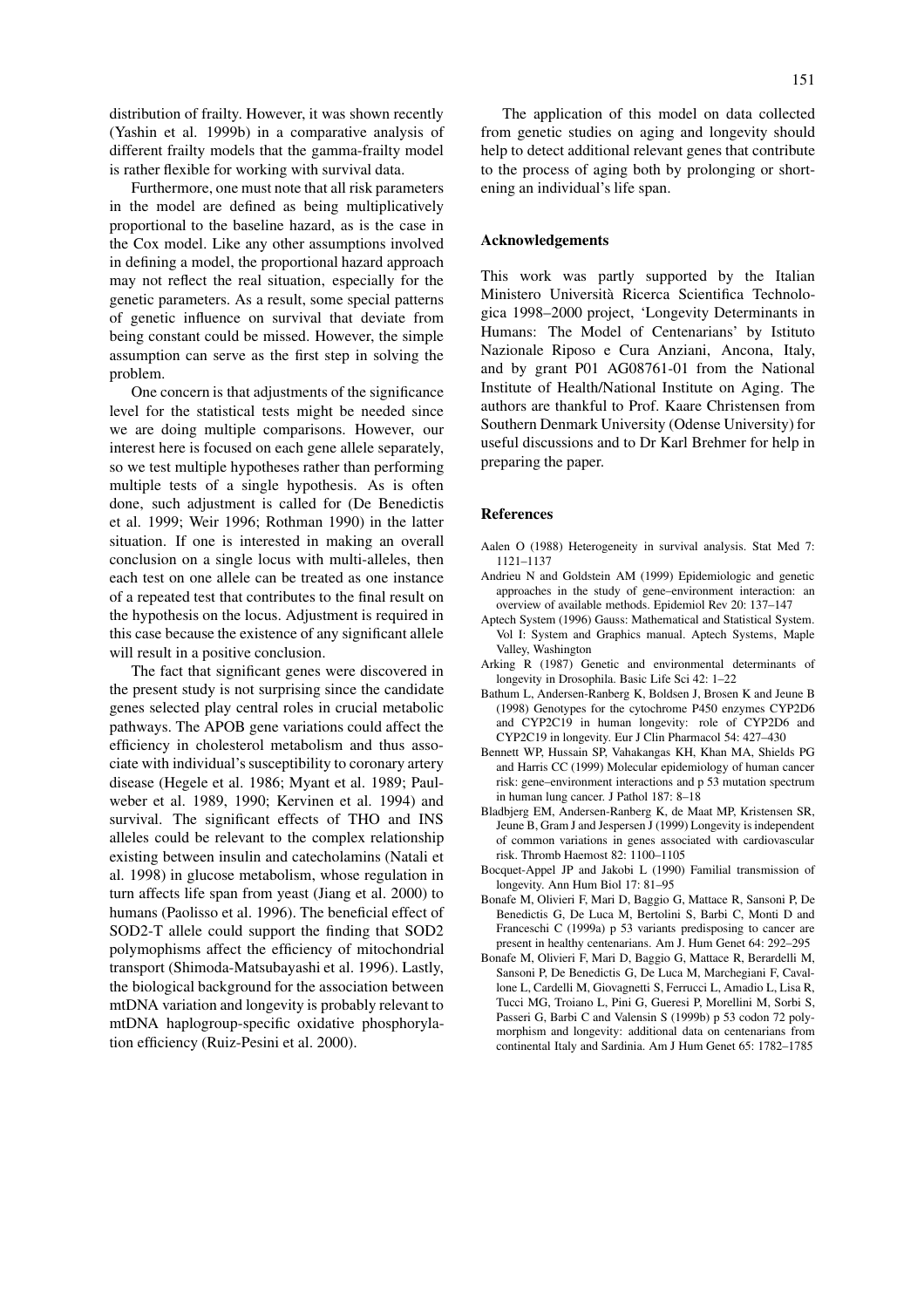distribution of frailty. However, it was shown recently (Yashin et al. 1999b) in a comparative analysis of different frailty models that the gamma-frailty model is rather flexible for working with survival data.

Furthermore, one must note that all risk parameters in the model are defined as being multiplicatively proportional to the baseline hazard, as is the case in the Cox model. Like any other assumptions involved in defining a model, the proportional hazard approach may not reflect the real situation, especially for the genetic parameters. As a result, some special patterns of genetic influence on survival that deviate from being constant could be missed. However, the simple assumption can serve as the first step in solving the problem.

One concern is that adjustments of the significance level for the statistical tests might be needed since we are doing multiple comparisons. However, our interest here is focused on each gene allele separately, so we test multiple hypotheses rather than performing multiple tests of a single hypothesis. As is often done, such adjustment is called for (De Benedictis et al. 1999; Weir 1996; Rothman 1990) in the latter situation. If one is interested in making an overall conclusion on a single locus with multi-alleles, then each test on one allele can be treated as one instance of a repeated test that contributes to the final result on the hypothesis on the locus. Adjustment is required in this case because the existence of any significant allele will result in a positive conclusion.

The fact that significant genes were discovered in the present study is not surprising since the candidate genes selected play central roles in crucial metabolic pathways. The APOB gene variations could affect the efficiency in cholesterol metabolism and thus associate with individual's susceptibility to coronary artery disease (Hegele et al. 1986; Myant et al. 1989; Paulweber et al. 1989, 1990; Kervinen et al. 1994) and survival. The significant effects of THO and INS alleles could be relevant to the complex relationship existing between insulin and catecholamins (Natali et al. 1998) in glucose metabolism, whose regulation in turn affects life span from yeast (Jiang et al. 2000) to humans (Paolisso et al. 1996). The beneficial effect of SOD2-T allele could support the finding that SOD2 polymophisms affect the efficiency of mitochondrial transport (Shimoda-Matsubayashi et al. 1996). Lastly, the biological background for the association between mtDNA variation and longevity is probably relevant to mtDNA haplogroup-specific oxidative phosphorylation efficiency (Ruiz-Pesini et al. 2000).

The application of this model on data collected from genetic studies on aging and longevity should help to detect additional relevant genes that contribute to the process of aging both by prolonging or shortening an individual's life span.

## Acknowledgements

This work was partly supported by the Italian Ministero Università Ricerca Scientifica Technologica 1998–2000 project, 'Longevity Determinants in Humans: The Model of Centenarians' by Istituto Nazionale Riposo e Cura Anziani, Ancona, Italy, and by grant P01 AG08761-01 from the National Institute of Health/National Institute on Aging. The authors are thankful to Prof. Kaare Christensen from Southern Denmark University (Odense University) for useful discussions and to Dr Karl Brehmer for help in preparing the paper.

## References

Aalen O (1988) Heterogeneity in survival analysis. Stat Med 7: 1121–1137

Andrieu N and Goldstein AM (1999) Epidemiologic and genetic approaches in the study of gene–environment interaction: an overview of available methods. Epidemiol Rev 20: 137–147

Aptech System (1996) Gauss: Mathematical and Statistical System. Vol I: System and Graphics manual. Aptech Systems, Maple Valley, Washington

Arking R (1987) Genetic and environmental determinants of longevity in Drosophila. Basic Life Sci 42: 1–22

Bathum L, Andersen-Ranberg K, Boldsen J, Brosen K and Jeune B (1998) Genotypes for the cytochrome P450 enzymes CYP2D6 and CYP2C19 in human longevity: role of CYP2D6 and CYP2C19 in longevity. Eur J Clin Pharmacol 54: 427–430

Bennett WP, Hussain SP, Vahakangas KH, Khan MA, Shields PG and Harris CC (1999) Molecular epidemiology of human cancer risk: gene–environment interactions and p 53 mutation spectrum in human lung cancer. J Pathol 187: 8–18

Bladbjerg EM, Andersen-Ranberg K, de Maat MP, Kristensen SR, Jeune B, Gram J and Jespersen J (1999) Longevity is independent of common variations in genes associated with cardiovascular risk. Thromb Haemost 82: 1100–1105

Bocquet-Appel JP and Jakobi L (1990) Familial transmission of longevity. Ann Hum Biol 17: 81–95

Bonafe M, Olivieri F, Mari D, Baggio G, Mattace R, Sansoni P, De Benedictis G, De Luca M, Bertolini S, Barbi C, Monti D and Franceschi C (1999a) p 53 variants predisposing to cancer are present in healthy centenarians. Am J. Hum Genet 64: 292–295

Bonafe M, Olivieri F, Mari D, Baggio G, Mattace R, Berardelli M, Sansoni P, De Benedictis G, De Luca M, Marchegiani F, Cavallone L, Cardelli M, Giovagnetti S, Ferrucci L, Amadio L, Lisa R, Tucci MG, Troiano L, Pini G, Gueresi P, Morellini M, Sorbi S, Passeri G, Barbi C and Valensin S (1999b) p 53 codon 72 polymorphism and longevity: additional data on centenarians from continental Italy and Sardinia. Am J Hum Genet 65: 1782–1785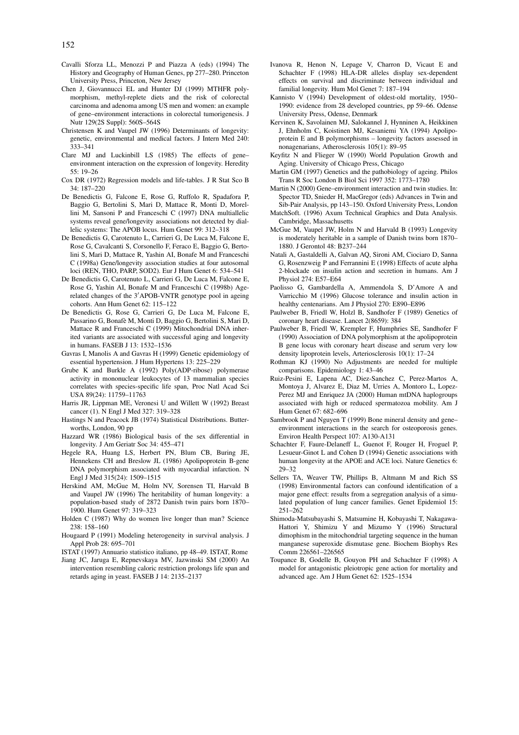Cavalli Sforza LL, Menozzi P and Piazza A (eds) (1994) The History and Geography of Human Genes, pp 277–280. Princeton University Press, Princeton, New Jersey

Chen J, Giovannucci EL and Hunter DJ (1999) MTHFR polymorphism, methyl-replete diets and the risk of colorectal carcinoma and adenoma among US men and women: an example of gene–environment interactions in colorectal tumorigenesis. J Nutr 129(2S Suppl): 560S–564S

Christensen K and Vaupel JW (1996) Determinants of longevity: genetic, environmental and medical factors. J Intern Med 240: 333–341

Clare MJ and Luckinbill LS (1985) The effects of gene–environment interaction on the expression of longevity. Heredity 55: 19–26

Cox DR (1972) Regression models and life-tables. J R Stat Sco B 34: 187–220

De Benedictis G, Falcone E, Rose G, Ruffolo R, Spadafora P, Baggio G, Bertolini S, Mari D, Mattace R, Monti D, Morellini M, Sansoni P and Franceschi C (1997) DNA multiallelic systems reveal gene/longevity associations not detected by diallelic systems: The APOB locus. Hum Genet 99: 312–318

De Benedictis G, Carotenuto L, Carrieri G, De Luca M, Falcone E, Rose G, Cavalcanti S, Corsonello F, Feraco E, Baggio G, Bertolini S, Mari D, Mattace R, Yashin AI, Bonafe M and Franceschi C (1998a) Gene/longevity association studies at four autosomal loci (REN, THO, PARP, SOD2). Eur J Hum Genet 6: 534–541

De Benedictis G, Carotenuto L, Carrieri G, De Luca M, Falcone E, Rose G, Yashin AI, Bonafe M and Franceschi C (1998b) Age-related changes of the 3′APOB-VNTR genotype pool in ageing cohorts. Ann Hum Genet 62: 115–122

De Benedictis G, Rose G, Carrieri G, De Luca M, Falcone E, Passarino G, Bonafè M, Monti D, Baggio G, Bertolini S, Mari D, Mattace R and Franceschi C (1999) Mitochondrial DNA inherited variants are associated with successful aging and longevity in humans. FASEB J 13: 1532–1536

Gavras I, Manolis A and Gavras H (1999) Genetic epidemiology of essential hypertension. J Hum Hypertens 13: 225–229

Grube K and Burkle A (1992) Poly(ADP-ribose) polymerase activity in mononuclear leukocytes of 13 mammalian species correlates with species-specific life span, Proc Natl Acad Sci USA 89(24): 11759–11763

Harris JR, Lippman ME, Veronesi U and Willett W (1992) Breast cancer (1). N Engl J Med 327: 319–328

Hastings N and Peacock JB (1974) Statistical Distributions. Butterworths, London, 90 pp

Hazzard WR (1986) Biological basis of the sex differential in longevity. J Am Geriatr Soc 34: 455–471

Hegele RA, Huang LS, Herbert PN, Blum CB, Buring JE, Hennekens CH and Breslow JL (1986) Apolipoprotein B-gene DNA polymorphism associated with myocardial infarction. N Engl J Med 315(24): 1509–1515

Herskind AM, McGue M, Holm NV, Sorensen TI, Harvald B and Vaupel JW (1996) The heritability of human longevity: a population-based study of 2872 Danish twin pairs born 1870–1900. Hum Genet 97: 319–323

Holden C (1987) Why do women live longer than man? Science 238: 158–160

Hougaard P (1991) Modeling heterogeneity in survival analysis. J Appl Prob 28: 695–701

ISTAT (1997) Annuario statistico italiano, pp 48–49. ISTAT, Rome

Jiang JC, Jaruga E, Repnevskaya MV, Jazwinski SM (2000) An intervention resembling caloric restriction prolongs life span and retards aging in yeast. FASEB J 14: 2135–2137

Ivanova R, Henon N, Lepage V, Charron D, Vicaut E and Schachter F (1998) HLA-DR alleles display sex-dependent effects on survival and discriminate between individual and familial longevity. Hum Mol Genet 7: 187–194

Kannisto V (1994) Development of oldest-old mortality, 1950–1990: evidence from 28 developed countries, pp 59–66. Odense University Press, Odense, Denmark

Kervinen K, Savolainen MJ, Salokannel J, Hynninen A, Heikkinen J, Ehnholm C, Koistinen MJ, Kesaniemi YA (1994) Apolipoprotein E and B polymorphisms – longevity factors assessed in nonagenarians, Atherosclerosis 105(1): 89–95

Keyfitz N and Flieger W (1990) World Population Growth and Aging. University of Chicago Press, Chicago

Martin GM (1997) Genetics and the pathobiology of ageing. Philos Trans R Soc London B Biol Sci 1997 352: 1773–1780

Martin N (2000) Gene–environment interaction and twin studies. In: Spector TD, Snieder H, MacGregor (eds) Advances in Twin and Sib-Pair Analysis, pp 143–150. Oxford University Press, London

MatchSoft. (1996) Axum Technical Graphics and Data Analysis. Cambridge, Massachusetts

McGue M, Vaupel JW, Holm N and Harvald B (1993) Longevity is moderately heritable in a sample of Danish twins born 1870–1880. J Gerontol 48: B237–244

Natali A, Gastaldelli A, Galvan AQ, Sironi AM, Ciociaro D, Sanna G, Rosenzweig P and Ferrannini E (1998) Effects of acute alpha 2-blockade on insulin action and secretion in humans. Am J Physiol 274: E57–E64

Paolisso G, Gambardella A, Ammendola S, D'Amore A and Varricchio M (1996) Glucose tolerance and insulin action in healthy centenarians. Am J Physiol 270: E890–E896

Paulweber B, Friedl W, Holzl B, Sandhofer F (1989) Genetics of coronary heart disease. Lancet 2(8659): 384

Paulweber B, Friedl W, Krempler F, Humphries SE, Sandhofer F (1990) Association of DNA polymorphism at the apolipoprotein B gene locus with coronary heart disease and serum very low density lipoprotein levels, Arteriosclerosis 10(1): 17–24

Rothman KJ (1990) No Adjustments are needed for multiple comparisons. Epidemiology 1: 43–46

Ruiz-Pesini E, Lapena AC, Diez-Sanchez C, Perez-Martos A, Montoya J, Alvarez E, Diaz M, Urries A, Montoro L, Lopez-Perez MJ and Enriquez JA (2000) Human mtDNA haplogroups associated with high or reduced spermatozoa mobility. Am J Hum Genet 67: 682–696

Sambrook P and Nguyen T (1999) Bone mineral density and gene–environment interactions in the search for osteoporosis genes. Environ Health Perspect 107: A130-A131

Schachter F, Faure-Delaneff L, Guenot F, Rouger H, Froguel P, Lesueur-Ginot L and Cohen D (1994) Genetic associations with human longevity at the APOE and ACE loci. Nature Genetics 6: 29–32

Sellers TA, Weaver TW, Phillips B, Altmann M and Rich SS (1998) Environmental factors can confound identification of a major gene effect: results from a segregation analysis of a simulated population of lung cancer families. Genet Epidemiol 15: 251–262

Shimoda-Matsubayashi S, Matsumine H, Kobayashi T, Nakagawa-Hattori Y, Shimizu Y and Mizumo Y (1996) Structural dimophism in the mitochondrial targeting sequence in the human manganese superoxide dismutase gene. Biochem Biophys Res Comm 226561–226565

Toupance B, Godelle B, Gouyon PH and Schachter F (1998) A model for antagonistic pleiotropic gene action for mortality and advanced age. Am J Hum Genet 62: 1525–1534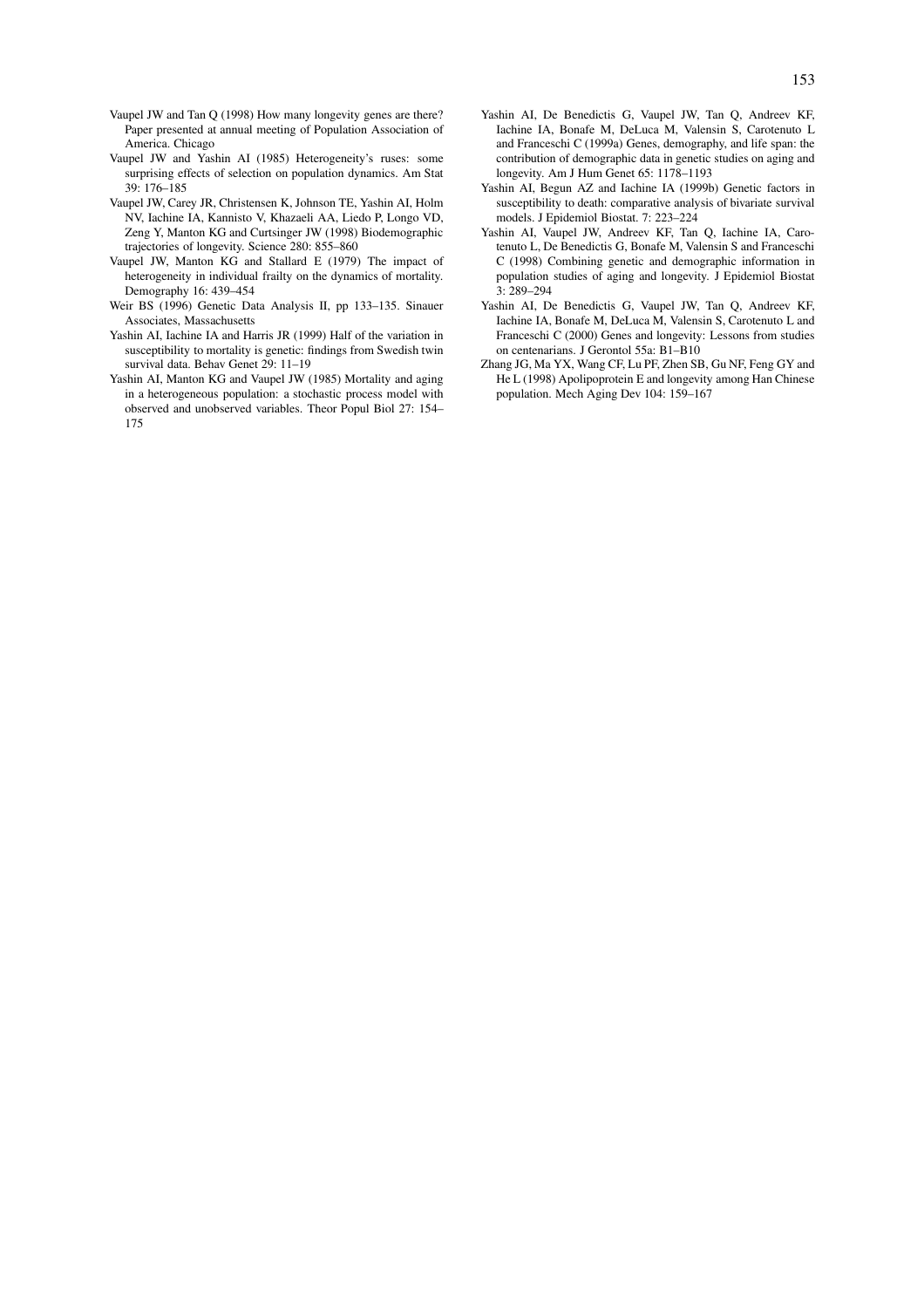Vaupel JW and Tan Q (1998) How many longevity genes are there? Paper presented at annual meeting of Population Association of America. Chicago

Vaupel JW and Yashin AI (1985) Heterogeneity's ruses: some surprising effects of selection on population dynamics. Am Stat 39: 176–185

Vaupel JW, Carey JR, Christensen K, Johnson TE, Yashin AI, Holm NV, Iachine IA, Kannisto V, Khazaeli AA, Liedo P, Longo VD, Zeng Y, Manton KG and Curtsinger JW (1998) Biodemographic trajectories of longevity. Science 280: 855–860

Vaupel JW, Manton KG and Stallard E (1979) The impact of heterogeneity in individual frailty on the dynamics of mortality. Demography 16: 439–454

Weir BS (1996) Genetic Data Analysis II, pp 133–135. Sinauer Associates, Massachusetts

Yashin AI, Iachine IA and Harris JR (1999) Half of the variation in susceptibility to mortality is genetic: findings from Swedish twin survival data. Behav Genet 29: 11–19

Yashin AI, Manton KG and Vaupel JW (1985) Mortality and aging in a heterogeneous population: a stochastic process model with observed and unobserved variables. Theor Popul Biol 27: 154–175

Yashin AI, De Benedictis G, Vaupel JW, Tan Q, Andreev KF, Iachine IA, Bonafe M, DeLuca M, Valensin S, Carotenuto L and Franceschi C (1999a) Genes, demography, and life span: the contribution of demographic data in genetic studies on aging and longevity. Am J Hum Genet 65: 1178–1193

Yashin AI, Begun AZ and Iachine IA (1999b) Genetic factors in susceptibility to death: comparative analysis of bivariate survival models. J Epidemiol Biostat. 7: 223–224

Yashin AI, Vaupel JW, Andreev KF, Tan Q, Iachine IA, Carotenuto L, De Benedictis G, Bonafe M, Valensin S and Franceschi C (1998) Combining genetic and demographic information in population studies of aging and longevity. J Epidemiol Biostat 3: 289–294

Yashin AI, De Benedictis G, Vaupel JW, Tan Q, Andreev KF, Iachine IA, Bonafe M, DeLuca M, Valensin S, Carotenuto L and Franceschi C (2000) Genes and longevity: Lessons from studies on centenarians. J Gerontol 55a: B1–B10

Zhang JG, Ma YX, Wang CF, Lu PF, Zhen SB, Gu NF, Feng GY and He L (1998) Apolipoprotein E and longevity among Han Chinese population. Mech Aging Dev 104: 159–167